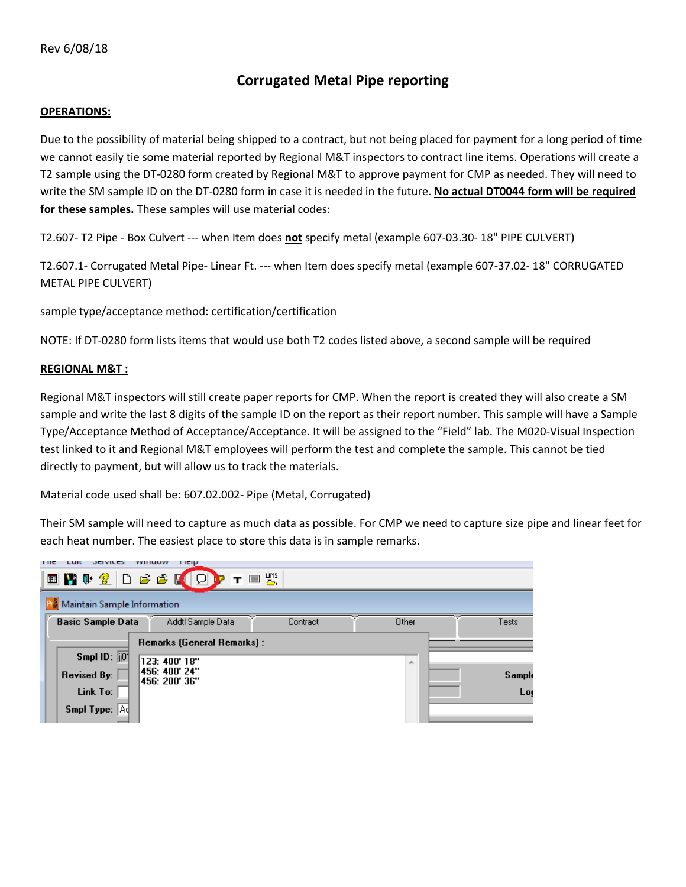Rev 6/08/18

# Corrugated Metal Pipe reporting

**OPERATIONS:**

Due to the possibility of material being shipped to a contract, but not being placed for payment for a long period of time we cannot easily tie some material reported by Regional M&T inspectors to contract line items. Operations will create a T2 sample using the DT-0280 form created by Regional M&T to approve payment for CMP as needed. They will need to write the SM sample ID on the DT-0280 form in case it is needed in the future. **No actual DT0044 form will be required for these samples.** These samples will use material codes:

T2.607- T2 Pipe - Box Culvert --- when Item does **not** specify metal (example 607-03.30- 18" PIPE CULVERT)

T2.607.1- Corrugated Metal Pipe- Linear Ft. --- when Item does specify metal (example 607-37.02- 18" CORRUGATED METAL PIPE CULVERT)

sample type/acceptance method: certification/certification

NOTE: If DT-0280 form lists items that would use both T2 codes listed above, a second sample will be required

**REGIONAL M&T :**

Regional M&T inspectors will still create paper reports for CMP. When the report is created they will also create a SM sample and write the last 8 digits of the sample ID on the report as their report number. This sample will have a Sample Type/Acceptance Method of Acceptance/Acceptance. It will be assigned to the "Field" lab. The M020-Visual Inspection test linked to it and Regional M&T employees will perform the test and complete the sample. This cannot be tied directly to payment, but will allow us to track the materials.

Material code used shall be: 607.02.002- Pipe (Metal, Corrugated)

Their SM sample will need to capture as much data as possible. For CMP we need to capture size pipe and linear feet for each heat number. The easiest place to store this data is in sample remarks.

Maintain Sample Information

Basic Sample Data | Addtl Sample Data | Contract | Other | Tests

Remarks (General Remarks) :

123: 400' 18"
456: 400' 24"
456: 200' 36"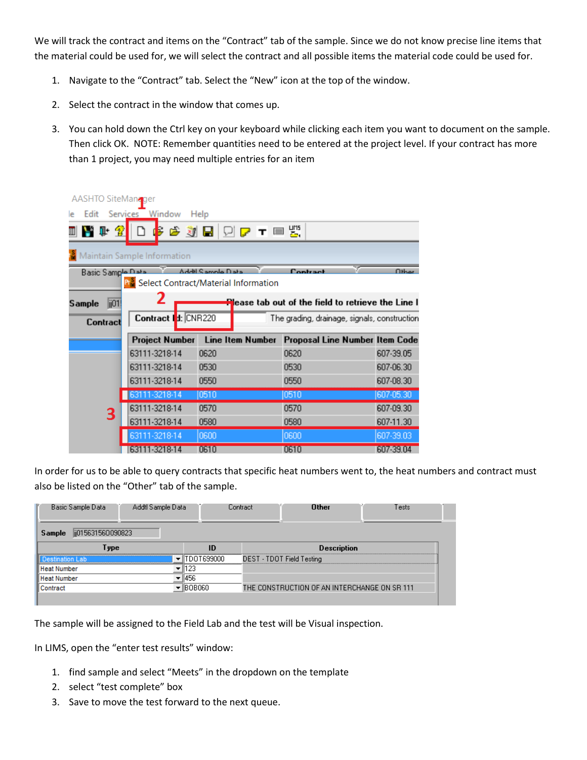We will track the contract and items on the "Contract" tab of the sample. Since we do not know precise line items that the material could be used for, we will select the contract and all possible items the material code could be used for.

1. Navigate to the "Contract" tab. Select the "New" icon at the top of the window.
2. Select the contract in the window that comes up.
3. You can hold down the Ctrl key on your keyboard while clicking each item you want to document on the sample. Then click OK. NOTE: Remember quantities need to be entered at the project level. If your contract has more than 1 project, you may need multiple entries for an item

In order for us to be able to query contracts that specific heat numbers went to, the heat numbers and contract must also be listed on the "Other" tab of the sample.

The sample will be assigned to the Field Lab and the test will be Visual inspection.

In LIMS, open the "enter test results" window:

1. find sample and select "Meets" in the dropdown on the template
2. select "test complete" box
3. Save to move the test forward to the next queue.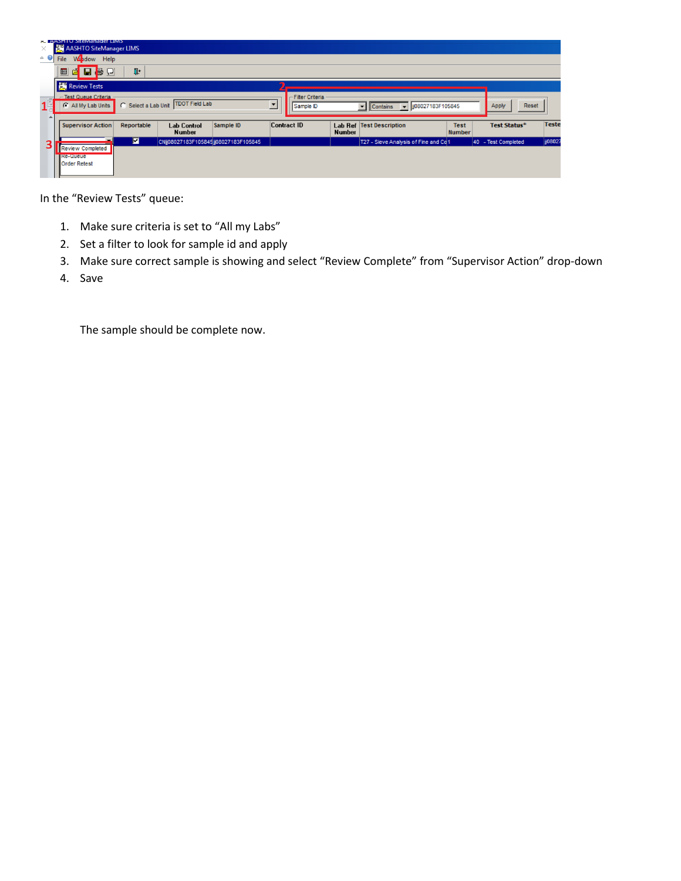In the “Review Tests” queue:

1. Make sure criteria is set to “All my Labs”
2. Set a filter to look for sample id and apply
3. Make sure correct sample is showing and select “Review Complete” from “Supervisor Action” drop-down
4. Save

The sample should be complete now.